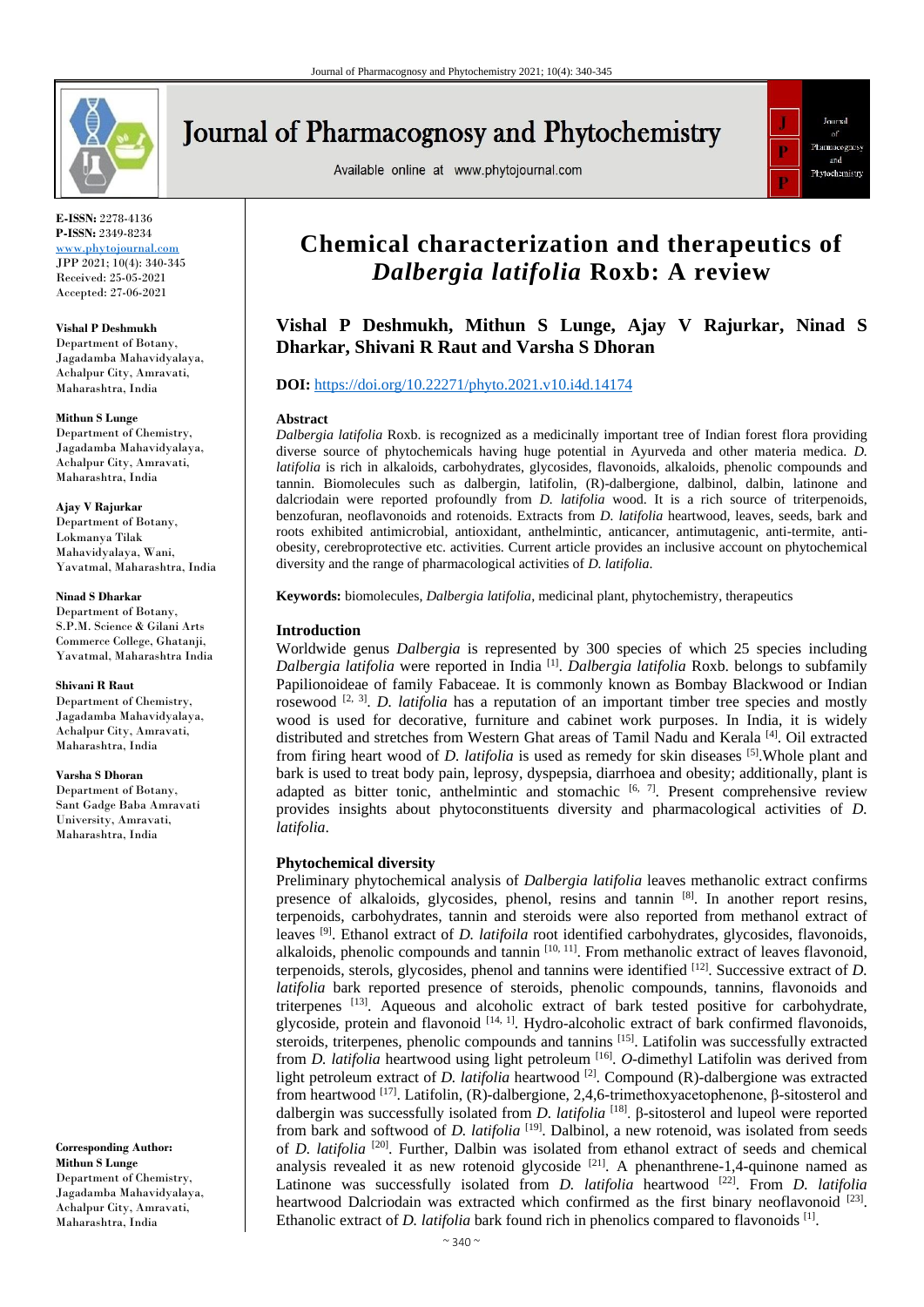E-ISSN: 2278-4136
P-ISSN: 2349-8234
www.phytojournal.com
JPP 2021; 10(4): 340-345
Received: 25-05-2021
Accepted: 27-06-2021

**Vishal P Deshmukh**
Department of Botany, Jagadamba Mahavidyalaya, Achalpur City, Amravati, Maharashtra, India

**Mithun S Lunge**
Department of Chemistry, Jagadamba Mahavidyalaya, Achalpur City, Amravati, Maharashtra, India

**Ajay V Rajurkar**
Department of Botany, Lokmanya Tilak Mahavidyalaya, Wani, Yavatmal, Maharashtra, India

**Ninad S Dharkar**
Department of Botany, S.P.M. Science & Gilani Arts Commerce College, Ghatanji, Yavatmal, Maharashtra India

**Shivani R Raut**
Department of Chemistry, Jagadamba Mahavidyalaya, Achalpur City, Amravati, Maharashtra, India

**Varsha S Dhoran**
Department of Botany, Sant Gadge Baba Amravati University, Amravati, Maharashtra, India

**Corresponding Author:**
**Mithun S Lunge**
Department of Chemistry, Jagadamba Mahavidyalaya, Achalpur City, Amravati, Maharashtra, India

# Chemical characterization and therapeutics of *Dalbergia latifolia* Roxb: A review

**Vishal P Deshmukh, Mithun S Lunge, Ajay V Rajurkar, Ninad S Dharkar, Shivani R Raut and Varsha S Dhoran**

**DOI:** https://doi.org/10.22271/phyto.2021.v10.i4d.14174

## Abstract

*Dalbergia latifolia* Roxb. is recognized as a medicinally important tree of Indian forest flora providing diverse source of phytochemicals having huge potential in Ayurveda and other materia medica. *D. latifolia* is rich in alkaloids, carbohydrates, glycosides, flavonoids, alkaloids, phenolic compounds and tannin. Biomolecules such as dalbergin, latifolin, (R)-dalbergione, dalbinol, dalbin, latinone and dalcriodain were reported profoundly from *D. latifolia* wood. It is a rich source of triterpenoids, benzofuran, neoflavonoids and rotenoids. Extracts from *D. latifolia* heartwood, leaves, seeds, bark and roots exhibited antimicrobial, antioxidant, anthelmintic, anticancer, antimutagenic, anti-termite, anti-obesity, cerebroprotective etc. activities. Current article provides an inclusive account on phytochemical diversity and the range of pharmacological activities of *D. latifolia*.

**Keywords:** biomolecules, *Dalbergia latifolia*, medicinal plant, phytochemistry, therapeutics

## Introduction

Worldwide genus *Dalbergia* is represented by 300 species of which 25 species including *Dalbergia latifolia* were reported in India [1]. *Dalbergia latifolia* Roxb. belongs to subfamily Papilionoideae of family Fabaceae. It is commonly known as Bombay Blackwood or Indian rosewood [2, 3]. *D. latifolia* has a reputation of an important timber tree species and mostly wood is used for decorative, furniture and cabinet work purposes. In India, it is widely distributed and stretches from Western Ghat areas of Tamil Nadu and Kerala [4]. Oil extracted from firing heart wood of *D. latifolia* is used as remedy for skin diseases [5].Whole plant and bark is used to treat body pain, leprosy, dyspepsia, diarrhoea and obesity; additionally, plant is adapted as bitter tonic, anthelmintic and stomachic [6, 7]. Present comprehensive review provides insights about phytoconstituents diversity and pharmacological activities of *D. latifolia*.

## Phytochemical diversity

Preliminary phytochemical analysis of *Dalbergia latifolia* leaves methanolic extract confirms presence of alkaloids, glycosides, phenol, resins and tannin [8]. In another report resins, terpenoids, carbohydrates, tannin and steroids were also reported from methanol extract of leaves [9]. Ethanol extract of *D. latifoila* root identified carbohydrates, glycosides, flavonoids, alkaloids, phenolic compounds and tannin [10, 11]. From methanolic extract of leaves flavonoid, terpenoids, sterols, glycosides, phenol and tannins were identified [12]. Successive extract of *D. latifolia* bark reported presence of steroids, phenolic compounds, tannins, flavonoids and triterpenes [13]. Aqueous and alcoholic extract of bark tested positive for carbohydrate, glycoside, protein and flavonoid [14, 1]. Hydro-alcoholic extract of bark confirmed flavonoids, steroids, triterpenes, phenolic compounds and tannins [15]. Latifolin was successfully extracted from *D. latifolia* heartwood using light petroleum [16]. *O*-dimethyl Latifolin was derived from light petroleum extract of *D. latifolia* heartwood [2]. Compound (R)-dalbergione was extracted from heartwood [17]. Latifolin, (R)-dalbergione, 2,4,6-trimethoxyacetophenone, β-sitosterol and dalbergin was successfully isolated from *D. latifolia* [18]. β-sitosterol and lupeol were reported from bark and softwood of *D. latifolia* [19]. Dalbinol, a new rotenoid, was isolated from seeds of *D. latifolia* [20]. Further, Dalbin was isolated from ethanol extract of seeds and chemical analysis revealed it as new rotenoid glycoside [21]. A phenanthrene-1,4-quinone named as Latinone was successfully isolated from *D. latifolia* heartwood [22]. From *D. latifolia* heartwood Dalcriodain was extracted which confirmed as the first binary neoflavonoid [23]. Ethanolic extract of *D. latifolia* bark found rich in phenolics compared to flavonoids [1].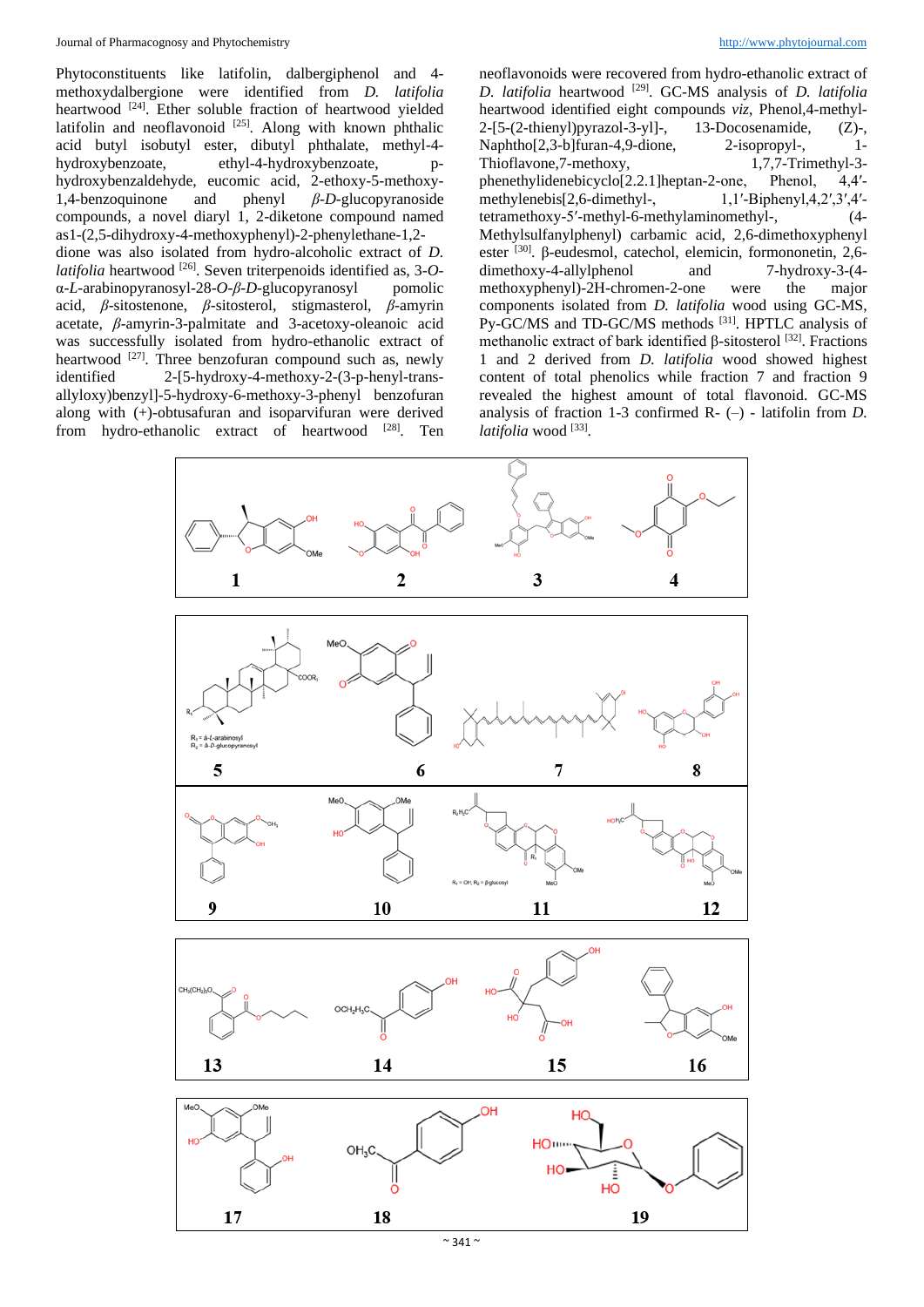Phytoconstituents like latifolin, dalbergiphenol and 4-methoxydalbergione were identified from *D. latifolia* heartwood [24]. Ether soluble fraction of heartwood yielded latifolin and neoflavonoid [25]. Along with known phthalic acid butyl isobutyl ester, dibutyl phthalate, methyl-4-hydroxybenzoate, ethyl-4-hydroxybenzoate, p-hydroxybenzaldehyde, eucomic acid, 2-ethoxy-5-methoxy-1,4-benzoquinone and phenyl *β-D*-glucopyranoside compounds, a novel diaryl 1, 2-diketone compound named as1-(2,5-dihydroxy-4-methoxyphenyl)-2-phenylethane-1,2-dione was also isolated from hydro-alcoholic extract of *D. latifolia* heartwood [26]. Seven triterpenoids identified as, 3-*O*-α-*L*-arabinopyranosyl-28-*O*-*β*-*D*-glucopyranosyl pomolic acid, *β*-sitostenone, *β*-sitosterol, stigmasterol, *β*-amyrin acetate, *β*-amyrin-3-palmitate and 3-acetoxy-oleanoic acid was successfully isolated from hydro-ethanolic extract of heartwood [27]. Three benzofuran compound such as, newly identified 2-[5-hydroxy-4-methoxy-2-(3-p-henyl-trans-allyloxy)benzyl]-5-hydroxy-6-methoxy-3-phenyl benzofuran along with (+)-obtusafuran and isoparvifuran were derived from hydro-ethanolic extract of heartwood [28]. Ten neoflavonoids were recovered from hydro-ethanolic extract of *D. latifolia* heartwood [29]. GC-MS analysis of *D. latifolia* heartwood identified eight compounds *viz*, Phenol,4-methyl-2-[5-(2-thienyl)pyrazol-3-yl]-, 13-Docosenamide, (Z)-, Naphtho[2,3-b]furan-4,9-dione, 2-isopropyl-, 1-Thioflavone,7-methoxy, 1,7,7-Trimethyl-3-phenethylidenebicyclo[2.2.1]heptan-2-one, Phenol, 4,4′-methylenebis[2,6-dimethyl-, 1,1′-Biphenyl,4,2′,3′,4′-tetramethoxy-5′-methyl-6-methylaminomethyl-, (4-Methylsulfanylphenyl) carbamic acid, 2,6-dimethoxyphenyl ester [30]. β-eudesmol, catechol, elemicin, formononetin, 2,6-dimethoxy-4-allylphenol and 7-hydroxy-3-(4-methoxyphenyl)-2H-chromen-2-one were the major components isolated from *D. latifolia* wood using GC-MS, Py-GC/MS and TD-GC/MS methods [31]. HPTLC analysis of methanolic extract of bark identified β-sitosterol [32]. Fractions 1 and 2 derived from *D. latifolia* wood showed highest content of total phenolics while fraction 7 and fraction 9 revealed the highest amount of total flavonoid. GC-MS analysis of fraction 1-3 confirmed R- (–) - latifolin from *D. latifolia* wood [33].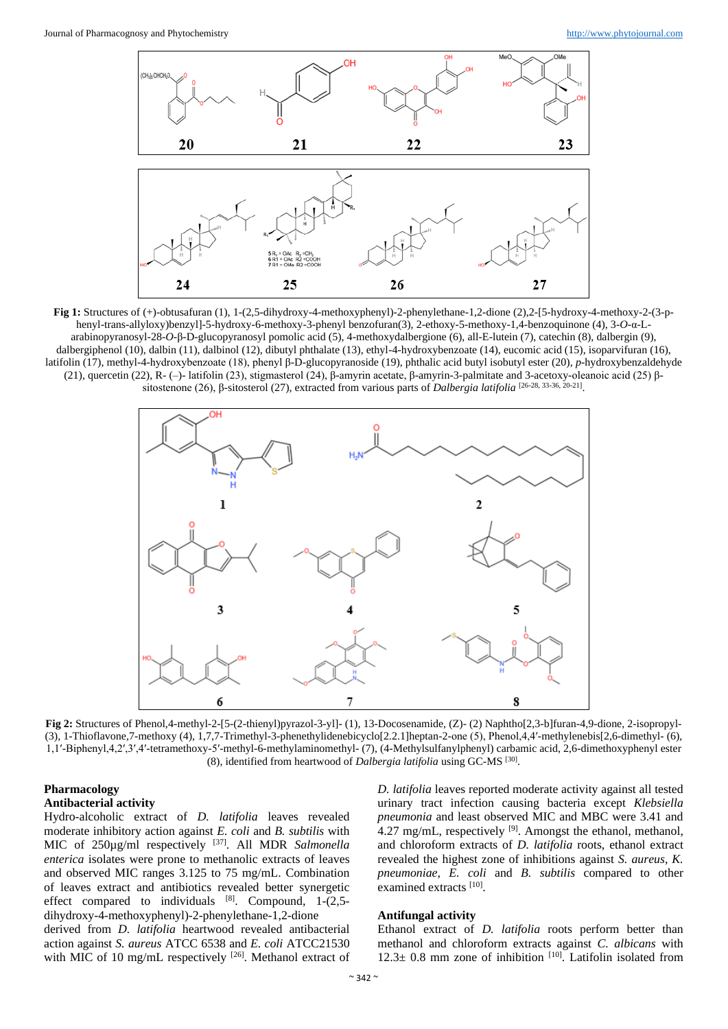Fig 1: Structures of (+)-obtusafuran (1), 1-(2,5-dihydroxy-4-methoxyphenyl)-2-phenylethane-1,2-dione (2),2-[5-hydroxy-4-methoxy-2-(3-p-henyl-trans-allyloxy)benzyl]-5-hydroxy-6-methoxy-3-phenyl benzofuran(3), 2-ethoxy-5-methoxy-1,4-benzoquinone (4), 3-*O*-α-L-arabinopyranosyl-28-*O*-β-D-glucopyranosyl pomolic acid (5), 4-methoxydalbergione (6), all-E-lutein (7), catechin (8), dalbergin (9), dalbergiphenol (10), dalbin (11), dalbinol (12), dibutyl phthalate (13), ethyl-4-hydroxybenzoate (14), eucomic acid (15), isoparvifuran (16), latifolin (17), methyl-4-hydroxybenzoate (18), phenyl β-D-glucopyranoside (19), phthalic acid butyl isobutyl ester (20), *p*-hydroxybenzaldehyde (21), quercetin (22), R- (–)- latifolin (23), stigmasterol (24), β-amyrin acetate, β-amyrin-3-palmitate and 3-acetoxy-oleanoic acid (25) β-sitostenone (26), β-sitosterol (27), extracted from various parts of *Dalbergia latifolia* [26-28, 33-36, 20-21].

Fig 2: Structures of Phenol,4-methyl-2-[5-(2-thienyl)pyrazol-3-yl]- (1), 13-Docosenamide, (Z)- (2) Naphtho[2,3-b]furan-4,9-dione, 2-isopropyl- (3), 1-Thioflavone,7-methoxy (4), 1,7,7-Trimethyl-3-phenethylidenebicyclo[2.2.1]heptan-2-one (5), Phenol,4,4′-methylenebis[2,6-dimethyl- (6), 1,1′-Biphenyl,4,2′,3′,4′-tetramethoxy-5′-methyl-6-methylaminomethyl- (7), (4-Methylsulfanylphenyl) carbamic acid, 2,6-dimethoxyphenyl ester (8), identified from heartwood of *Dalbergia latifolia* using GC-MS [30].

## Pharmacology

### Antibacterial activity

Hydro-alcoholic extract of *D. latifolia* leaves revealed moderate inhibitory action against *E. coli* and *B. subtilis* with MIC of 250µg/ml respectively [37]. All MDR *Salmonella enterica* isolates were prone to methanolic extracts of leaves and observed MIC ranges 3.125 to 75 mg/mL. Combination of leaves extract and antibiotics revealed better synergetic effect compared to individuals [8]. Compound, 1-(2,5-dihydroxy-4-methoxyphenyl)-2-phenylethane-1,2-dione derived from *D. latifolia* heartwood revealed antibacterial action against *S. aureus* ATCC 6538 and *E. coli* ATCC21530 with MIC of 10 mg/mL respectively [26]. Methanol extract of *D. latifolia* leaves reported moderate activity against all tested urinary tract infection causing bacteria except *Klebsiella pneumonia* and least observed MIC and MBC were 3.41 and 4.27 mg/mL, respectively [9]. Amongst the ethanol, methanol, and chloroform extracts of *D. latifolia* roots, ethanol extract revealed the highest zone of inhibitions against *S. aureus*, *K. pneumoniae*, *E. coli* and *B. subtilis* compared to other examined extracts [10].

### Antifungal activity

Ethanol extract of *D. latifolia* roots perform better than methanol and chloroform extracts against *C. albicans* with 12.3± 0.8 mm zone of inhibition [10]. Latifolin isolated from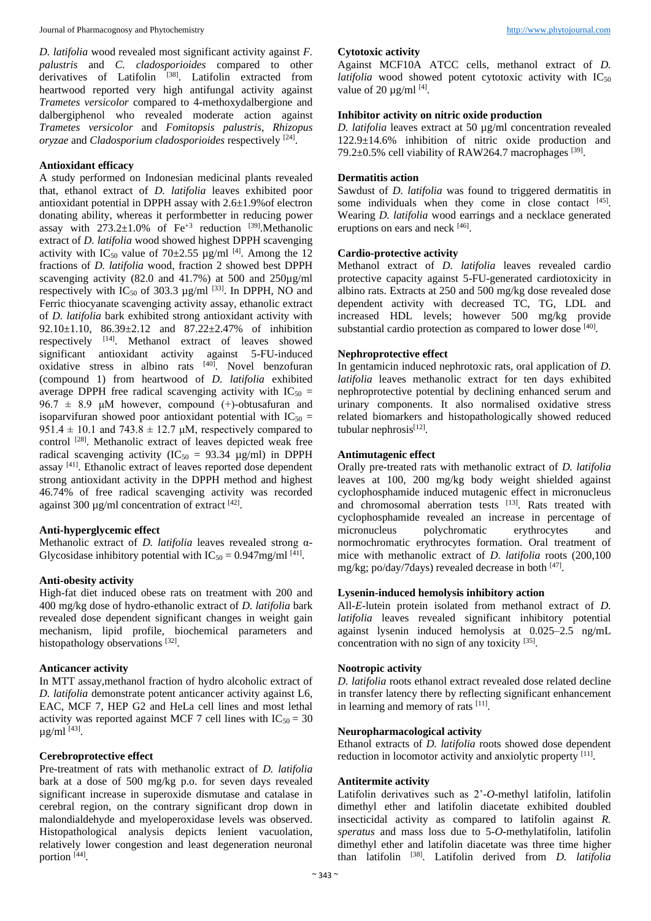*D. latifolia* wood revealed most significant activity against *F. palustris* and *C. cladosporioides* compared to other derivatives of Latifolin [38]. Latifolin extracted from heartwood reported very high antifungal activity against *Trametes versicolor* compared to 4-methoxydalbergione and dalbergiphenol who revealed moderate action against *Trametes versicolor* and *Fomitopsis palustris*, *Rhizopus oryzae* and *Cladosporium cladosporioides* respectively [24].

### Antioxidant efficacy

A study performed on Indonesian medicinal plants revealed that, ethanol extract of *D. latifolia* leaves exhibited poor antioxidant potential in DPPH assay with 2.6±1.9%of electron donating ability, whereas it performbetter in reducing power assay with 273.2±1.0% of $Fe^{+3}$ reduction [39].Methanolic extract of *D. latifolia* wood showed highest DPPH scavenging activity with $IC_{50}$ value of 70±2.55 µg/ml [4]. Among the 12 fractions of *D. latifolia* wood, fraction 2 showed best DPPH scavenging activity (82.0 and 41.7%) at 500 and 250µg/ml respectively with $IC_{50}$ of 303.3 µg/ml [33]. In DPPH, NO and Ferric thiocyanate scavenging activity assay, ethanolic extract of *D. latifolia* bark exhibited strong antioxidant activity with 92.10±1.10, 86.39±2.12 and 87.22±2.47% of inhibition respectively [14]. Methanol extract of leaves showed significant antioxidant activity against 5-FU-induced oxidative stress in albino rats [40]. Novel benzofuran (compound 1) from heartwood of *D. latifolia* exhibited average DPPH free radical scavenging activity with $IC_{50}$ = 96.7 ± 8.9 µM however, compound (+)-obtusafuran and isoparvifuran showed poor antioxidant potential with $IC_{50}$ = 951.4 ± 10.1 and 743.8 ± 12.7 µM, respectively compared to control [28]. Methanolic extract of leaves depicted weak free radical scavenging activity ($IC_{50}$ = 93.34 µg/ml) in DPPH assay [41]. Ethanolic extract of leaves reported dose dependent strong antioxidant activity in the DPPH method and highest 46.74% of free radical scavenging activity was recorded against 300 µg/ml concentration of extract [42].

### Anti-hyperglycemic effect

Methanolic extract of *D. latifolia* leaves revealed strong α-Glycosidase inhibitory potential with $IC_{50}$ = 0.947mg/ml [41].

### Anti-obesity activity

High-fat diet induced obese rats on treatment with 200 and 400 mg/kg dose of hydro-ethanolic extract of *D. latifolia* bark revealed dose dependent significant changes in weight gain mechanism, lipid profile, biochemical parameters and histopathology observations [32].

### Anticancer activity

In MTT assay,methanol fraction of hydro alcoholic extract of *D. latifolia* demonstrate potent anticancer activity against L6, EAC, MCF 7, HEP G2 and HeLa cell lines and most lethal activity was reported against MCF 7 cell lines with $IC_{50}$ = 30 µg/ml [43].

### Cerebroprotective effect

Pre-treatment of rats with methanolic extract of *D. latifolia* bark at a dose of 500 mg/kg p.o. for seven days revealed significant increase in superoxide dismutase and catalase in cerebral region, on the contrary significant drop down in malondialdehyde and myeloperoxidase levels was observed. Histopathological analysis depicts lenient vacuolation, relatively lower congestion and least degeneration neuronal portion [44].

### Cytotoxic activity

Against MCF10A ATCC cells, methanol extract of *D. latifolia* wood showed potent cytotoxic activity with $IC_{50}$ value of 20 µg/ml [4].

### Inhibitor activity on nitric oxide production

*D. latifolia* leaves extract at 50 µg/ml concentration revealed 122.9±14.6% inhibition of nitric oxide production and 79.2±0.5% cell viability of RAW264.7 macrophages [39].

### Dermatitis action

Sawdust of *D. latifolia* was found to triggered dermatitis in some individuals when they come in close contact [45]. Wearing *D. latifolia* wood earrings and a necklace generated eruptions on ears and neck [46].

### Cardio-protective activity

Methanol extract of *D. latifolia* leaves revealed cardio protective capacity against 5-FU-generated cardiotoxicity in albino rats. Extracts at 250 and 500 mg/kg dose revealed dose dependent activity with decreased TC, TG, LDL and increased HDL levels; however 500 mg/kg provide substantial cardio protection as compared to lower dose [40].

### Nephroprotective effect

In gentamicin induced nephrotoxic rats, oral application of *D. latifolia* leaves methanolic extract for ten days exhibited nephroprotective potential by declining enhanced serum and urinary components. It also normalised oxidative stress related biomarkers and histopathologically showed reduced tubular nephrosis[12].

### Antimutagenic effect

Orally pre-treated rats with methanolic extract of *D. latifolia* leaves at 100, 200 mg/kg body weight shielded against cyclophosphamide induced mutagenic effect in micronucleus and chromosomal aberration tests [13]. Rats treated with cyclophosphamide revealed an increase in percentage of micronucleus polychromatic erythrocytes and normochromatic erythrocytes formation. Oral treatment of mice with methanolic extract of *D. latifolia* roots (200,100 mg/kg; po/day/7days) revealed decrease in both [47].

### Lysenin-induced hemolysis inhibitory action

All-*E*-lutein protein isolated from methanol extract of *D. latifolia* leaves revealed significant inhibitory potential against lysenin induced hemolysis at 0.025–2.5 ng/mL concentration with no sign of any toxicity [35].

### Nootropic activity

*D. latifolia* roots ethanol extract revealed dose related decline in transfer latency there by reflecting significant enhancement in learning and memory of rats [11].

### Neuropharmacological activity

Ethanol extracts of *D. latifolia* roots showed dose dependent reduction in locomotor activity and anxiolytic property [11].

### Antitermite activity

Latifolin derivatives such as 2'-*O*-methyl latifolin, latifolin dimethyl ether and latifolin diacetate exhibited doubled insecticidal activity as compared to latifolin against *R. speratus* and mass loss due to 5-*O*-methylatifolin, latifolin dimethyl ether and latifolin diacetate was three time higher than latifolin [38]. Latifolin derived from *D. latifolia*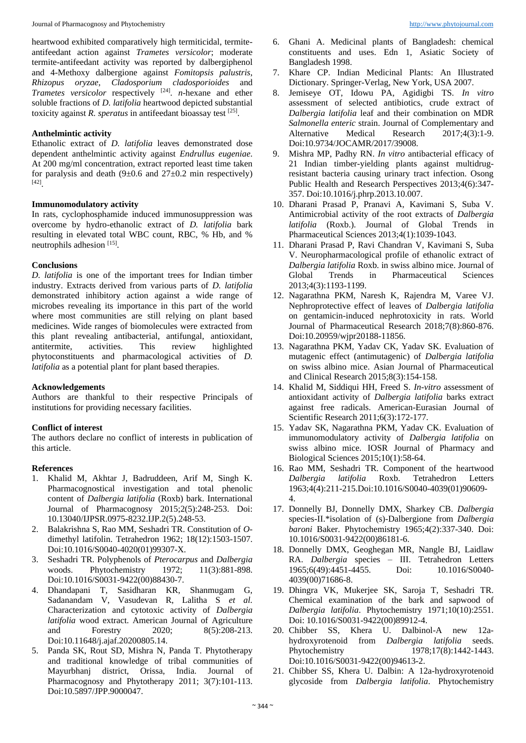heartwood exhibited comparatively high termiticidal, termite-antifeedant action against *Trametes versicolor*; moderate termite-antifeedant activity was reported by dalbergiphenol and 4-Methoxy dalbergione against *Fomitopsis palustris*, *Rhizopus oryzae*, *Cladosporium cladosporioides* and *Trametes versicolor* respectively [24]. *n*-hexane and ether soluble fractions of *D. latifolia* heartwood depicted substantial toxicity against *R. speratus* in antifeedant bioassay test [25].

### Anthelmintic activity

Ethanolic extract of *D. latifolia* leaves demonstrated dose dependent anthelmintic activity against *Endrullus eugeniae*. At 200 mg/ml concentration, extract reported least time taken for paralysis and death (9±0.6 and 27±0.2 min respectively) [42].

### Immunomodulatory activity

In rats, cyclophosphamide induced immunosuppression was overcome by hydro-ethanolic extract of *D. latifolia* bark resulting in elevated total WBC count, RBC, % Hb, and % neutrophils adhesion [15].

### Conclusions

*D. latifolia* is one of the important trees for Indian timber industry. Extracts derived from various parts of *D. latifolia* demonstrated inhibitory action against a wide range of microbes revealing its importance in this part of the world where most communities are still relying on plant based medicines. Wide ranges of biomolecules were extracted from this plant revealing antibacterial, antifungal, antioxidant, antitermite, activities. This review highlighted phytoconstituents and pharmacological activities of *D. latifolia* as a potential plant for plant based therapies.

### Acknowledgements

Authors are thankful to their respective Principals of institutions for providing necessary facilities.

### Conflict of interest

The authors declare no conflict of interests in publication of this article.

### References

1. Khalid M, Akhtar J, Badruddeen, Arif M, Singh K. Pharmacognostical investigation and total phenolic content of *Dalbergia latifolia* (Roxb) bark. International Journal of Pharmacognosy 2015;2(5):248-253. Doi: 10.13040/IJPSR.0975-8232.IJP.2(5).248-53.
2. Balakrishna S, Rao MM, Seshadri TR. Constitution of *O*-dimethyl latifolin. Tetrahedron 1962; 18(12):1503-1507. Doi:10.1016/S0040-4020(01)99307-X.
3. Seshadri TR. Polyphenols of *Pterocarpus* and *Dalbergia* woods. Phytochemistry 1972; 11(3):881-898. Doi:10.1016/S0031-9422(00)88430-7.
4. Dhandapani T, Sasidharan KR, Shanmugam G, Sadanandam V, Vasudevan R, Lalitha S *et al.* Characterization and cytotoxic activity of *Dalbergia latifolia* wood extract. American Journal of Agriculture and Forestry 2020; 8(5):208-213. Doi:10.11648/j.ajaf.20200805.14.
5. Panda SK, Rout SD, Mishra N, Panda T. Phytotherapy and traditional knowledge of tribal communities of Mayurbhanj district, Orissa, India. Journal of Pharmacognosy and Phytotherapy 2011; 3(7):101-113. Doi:10.5897/JPP.9000047.
6. Ghani A. Medicinal plants of Bangladesh: chemical constituents and uses. Edn 1, Asiatic Society of Bangladesh 1998.
7. Khare CP. Indian Medicinal Plants: An Illustrated Dictionary. Springer-Verlag, New York, USA 2007.
8. Jemiseye OT, Idowu PA, Agidigbi TS. *In vitro* assessment of selected antibiotics, crude extract of *Dalbergia latifolia* leaf and their combination on MDR *Salmonella enteric* strain. Journal of Complementary and Alternative Medical Research 2017;4(3):1-9. Doi:10.9734/JOCAMR/2017/39008.
9. Mishra MP, Padhy RN. *In vitro* antibacterial efficacy of 21 Indian timber-yielding plants against multidrug-resistant bacteria causing urinary tract infection. Osong Public Health and Research Perspectives 2013;4(6):347-357. Doi:10.1016/j.phrp.2013.10.007.
10. Dharani Prasad P, Pranavi A, Kavimani S, Suba V. Antimicrobial activity of the root extracts of *Dalbergia latifolia* (Roxb.). Journal of Global Trends in Pharmaceutical Sciences 2013;4(1):1039-1043.
11. Dharani Prasad P, Ravi Chandran V, Kavimani S, Suba V. Neuropharmacological profile of ethanolic extract of *Dalbergia latifolia* Roxb. in swiss albino mice. Journal of Global Trends in Pharmaceutical Sciences 2013;4(3):1193-1199.
12. Nagarathna PKM, Naresh K, Rajendra M, Varee VJ. Nephroprotective effect of leaves of *Dalbergia latifolia* on gentamicin-induced nephrotoxicity in rats. World Journal of Pharmaceutical Research 2018;7(8):860-876. Doi:10.20959/wjpr20188-11856.
13. Nagarathna PKM, Yadav CK, Yadav SK. Evaluation of mutagenic effect (antimutagenic) of *Dalbergia latifolia* on swiss albino mice. Asian Journal of Pharmaceutical and Clinical Research 2015;8(3):154-158.
14. Khalid M, Siddiqui HH, Freed S. *In-vitro* assessment of antioxidant activity of *Dalbergia latifolia* barks extract against free radicals. American-Eurasian Journal of Scientific Research 2011;6(3):172-177.
15. Yadav SK, Nagarathna PKM, Yadav CK. Evaluation of immunomodulatory activity of *Dalbergia latifolia* on swiss albino mice. IOSR Journal of Pharmacy and Biological Sciences 2015;10(1):58-64.
16. Rao MM, Seshadri TR. Component of the heartwood *Dalbergia latifolia* Roxb. Tetrahedron Letters 1963;4(4):211-215.Doi:10.1016/S0040-4039(01)90609-4.
17. Donnelly BJ, Donnelly DMX, Sharkey CB. *Dalbergia* species-II.*isolation of (s)-Dalbergione from *Dalbergia baroni* Baker. Phytochemistry 1965;4(2):337-340. Doi: 10.1016/S0031-9422(00)86181-6.
18. Donnelly DMX, Geoghegan MR, Nangle BJ, Laidlaw RA. *Dalbergia* species – III. Tetrahedron Letters 1965;6(49):4451-4455. Doi: 10.1016/S0040-4039(00)71686-8.
19. Dhingra VK, Mukerjee SK, Saroja T, Seshadri TR. Chemical examination of the bark and sapwood of *Dalbergia latifolia*. Phytochemistry 1971;10(10):2551. Doi: 10.1016/S0031-9422(00)89912-4.
20. Chibber SS, Khera U. Dalbinol-A new 12a-hydroxyrotenoid from *Dalbergia latifolia* seeds. Phytochemistry 1978;17(8):1442-1443. Doi:10.1016/S0031-9422(00)94613-2.
21. Chibber SS, Khera U. Dalbin: A 12a-hydroxyrotenoid glycoside from *Dalbergia latifolia*. Phytochemistry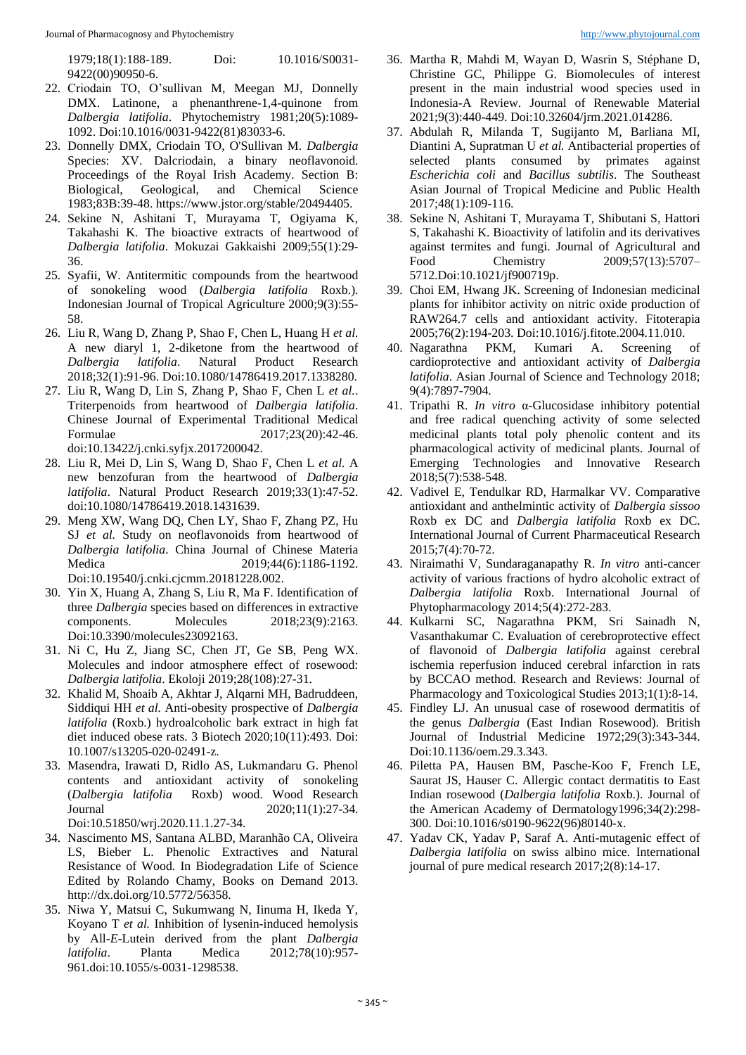1979;18(1):188-189. Doi: 10.1016/S0031-9422(00)90950-6.

22. Criodain TO, O'sullivan M, Meegan MJ, Donnelly DMX. Latinone, a phenanthrene-1,4-quinone from *Dalbergia latifolia*. Phytochemistry 1981;20(5):1089-1092. Doi:10.1016/0031-9422(81)83033-6.
23. Donnelly DMX, Criodain TO, O'Sullivan M. *Dalbergia* Species: XV. Dalcriodain, a binary neoflavonoid. Proceedings of the Royal Irish Academy. Section B: Biological, Geological, and Chemical Science 1983;83B:39-48. https://www.jstor.org/stable/20494405.
24. Sekine N, Ashitani T, Murayama T, Ogiyama K, Takahashi K. The bioactive extracts of heartwood of *Dalbergia latifolia*. Mokuzai Gakkaishi 2009;55(1):29-36.
25. Syafii, W. Antitermitic compounds from the heartwood of sonokeling wood (*Dalbergia latifolia* Roxb.). Indonesian Journal of Tropical Agriculture 2000;9(3):55-58.
26. Liu R, Wang D, Zhang P, Shao F, Chen L, Huang H *et al.* A new diaryl 1, 2-diketone from the heartwood of *Dalbergia latifolia*. Natural Product Research 2018;32(1):91-96. Doi:10.1080/14786419.2017.1338280.
27. Liu R, Wang D, Lin S, Zhang P, Shao F, Chen L *et al.*. Triterpenoids from heartwood of *Dalbergia latifolia*. Chinese Journal of Experimental Traditional Medical Formulae 2017;23(20):42-46. doi:10.13422/j.cnki.syfjx.2017200042.
28. Liu R, Mei D, Lin S, Wang D, Shao F, Chen L *et al.* A new benzofuran from the heartwood of *Dalbergia latifolia*. Natural Product Research 2019;33(1):47-52. doi:10.1080/14786419.2018.1431639.
29. Meng XW, Wang DQ, Chen LY, Shao F, Zhang PZ, Hu SJ *et al.* Study on neoflavonoids from heartwood of *Dalbergia latifolia*. China Journal of Chinese Materia Medica 2019;44(6):1186-1192. Doi:10.19540/j.cnki.cjcmm.20181228.002.
30. Yin X, Huang A, Zhang S, Liu R, Ma F. Identification of three *Dalbergia* species based on differences in extractive components. Molecules 2018;23(9):2163. Doi:10.3390/molecules23092163.
31. Ni C, Hu Z, Jiang SC, Chen JT, Ge SB, Peng WX. Molecules and indoor atmosphere effect of rosewood: *Dalbergia latifolia*. Ekoloji 2019;28(108):27-31.
32. Khalid M, Shoaib A, Akhtar J, Alqarni MH, Badruddeen, Siddiqui HH *et al.* Anti-obesity prospective of *Dalbergia latifolia* (Roxb.) hydroalcoholic bark extract in high fat diet induced obese rats. 3 Biotech 2020;10(11):493. Doi: 10.1007/s13205-020-02491-z.
33. Masendra, Irawati D, Ridlo AS, Lukmandaru G. Phenol contents and antioxidant activity of sonokeling (*Dalbergia latifolia* Roxb) wood. Wood Research Journal 2020;11(1):27-34. Doi:10.51850/wrj.2020.11.1.27-34.
34. Nascimento MS, Santana ALBD, Maranhão CA, Oliveira LS, Bieber L. Phenolic Extractives and Natural Resistance of Wood. In Biodegradation Life of Science Edited by Rolando Chamy, Books on Demand 2013. http://dx.doi.org/10.5772/56358.
35. Niwa Y, Matsui C, Sukumwang N, Iinuma H, Ikeda Y, Koyano T *et al.* Inhibition of lysenin-induced hemolysis by All-*E*-Lutein derived from the plant *Dalbergia latifolia*. Planta Medica 2012;78(10):957-961.doi:10.1055/s-0031-1298538.
36. Martha R, Mahdi M, Wayan D, Wasrin S, Stéphane D, Christine GC, Philippe G. Biomolecules of interest present in the main industrial wood species used in Indonesia-A Review. Journal of Renewable Material 2021;9(3):440-449. Doi:10.32604/jrm.2021.014286.
37. Abdulah R, Milanda T, Sugijanto M, Barliana MI, Diantini A, Supratman U *et al.* Antibacterial properties of selected plants consumed by primates against *Escherichia coli* and *Bacillus subtilis*. The Southeast Asian Journal of Tropical Medicine and Public Health 2017;48(1):109-116.
38. Sekine N, Ashitani T, Murayama T, Shibutani S, Hattori S, Takahashi K. Bioactivity of latifolin and its derivatives against termites and fungi. Journal of Agricultural and Food Chemistry 2009;57(13):5707–5712.Doi:10.1021/jf900719p.
39. Choi EM, Hwang JK. Screening of Indonesian medicinal plants for inhibitor activity on nitric oxide production of RAW264.7 cells and antioxidant activity. Fitoterapia 2005;76(2):194-203. Doi:10.1016/j.fitote.2004.11.010.
40. Nagarathna PKM, Kumari A. Screening of cardioprotective and antioxidant activity of *Dalbergia latifolia*. Asian Journal of Science and Technology 2018; 9(4):7897-7904.
41. Tripathi R. *In vitro* α-Glucosidase inhibitory potential and free radical quenching activity of some selected medicinal plants total poly phenolic content and its pharmacological activity of medicinal plants. Journal of Emerging Technologies and Innovative Research 2018;5(7):538-548.
42. Vadivel E, Tendulkar RD, Harmalkar VV. Comparative antioxidant and anthelmintic activity of *Dalbergia sissoo* Roxb ex DC and *Dalbergia latifolia* Roxb ex DC. International Journal of Current Pharmaceutical Research 2015;7(4):70-72.
43. Niraimathi V, Sundaraganapathy R. *In vitro* anti-cancer activity of various fractions of hydro alcoholic extract of *Dalbergia latifolia* Roxb. International Journal of Phytopharmacology 2014;5(4):272-283.
44. Kulkarni SC, Nagarathna PKM, Sri Sainadh N, Vasanthakumar C. Evaluation of cerebroprotective effect of flavonoid of *Dalbergia latifolia* against cerebral ischemia reperfusion induced cerebral infarction in rats by BCCAO method. Research and Reviews: Journal of Pharmacology and Toxicological Studies 2013;1(1):8-14.
45. Findley LJ. An unusual case of rosewood dermatitis of the genus *Dalbergia* (East Indian Rosewood). British Journal of Industrial Medicine 1972;29(3):343-344. Doi:10.1136/oem.29.3.343.
46. Piletta PA, Hausen BM, Pasche-Koo F, French LE, Saurat JS, Hauser C. Allergic contact dermatitis to East Indian rosewood (*Dalbergia latifolia* Roxb.). Journal of the American Academy of Dermatology1996;34(2):298-300. Doi:10.1016/s0190-9622(96)80140-x.
47. Yadav CK, Yadav P, Saraf A. Anti-mutagenic effect of *Dalbergia latifolia* on swiss albino mice. International journal of pure medical research 2017;2(8):14-17.